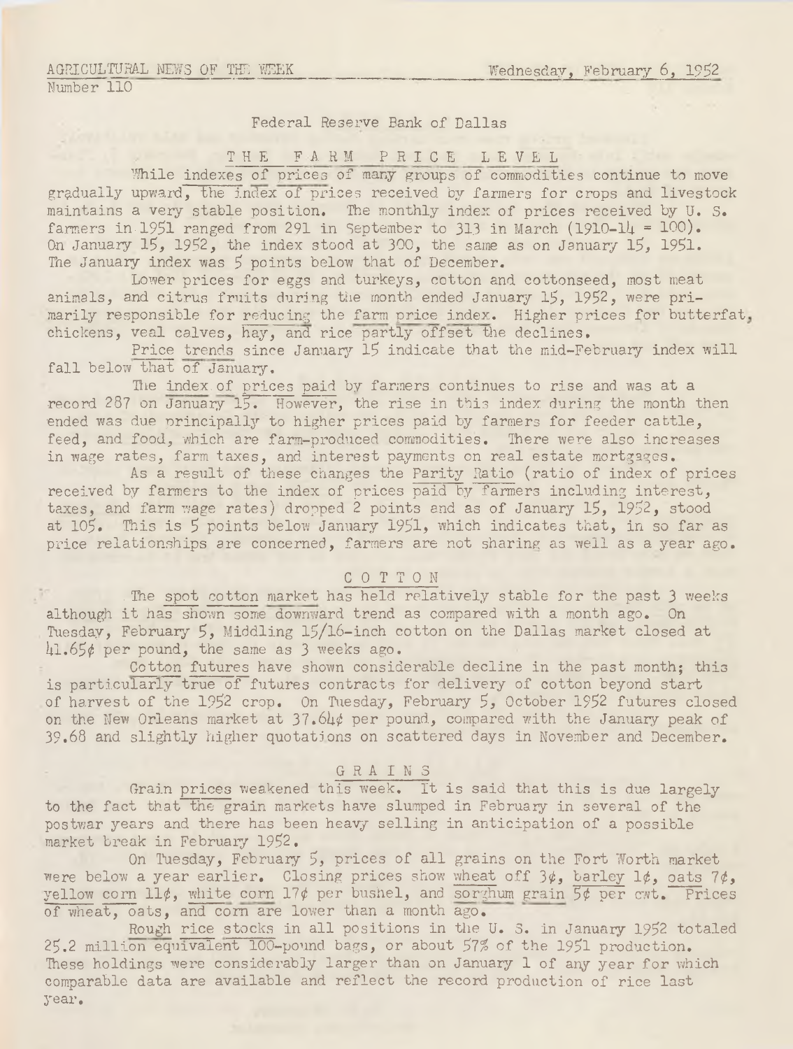AGRICULTURAL NEWS OF THE WEEK Wednesday, February 6, 1952

Number 110

Federal Reserve Bank of Dallas

## THE FARM PRICE LEVEL

While indexes of prices of many groups of commodities continue to move gradually upward, the index of prices received by farmers for crops and livestock maintains a very stable position. The monthly index of prices received by U. S. farmers in 1951 ranged from 291 in September to 313 in March (1910-14 = 100). On January 15, 1952, the index stood at 300, the same as on January 15, 1951. The January index was 5 points below that of December.

Lower prices for eggs and turkeys, cotton and cottonseed, most meat animals, and citrus fruits during the month ended January 15, 1952, were primarily responsible for reducing the farm price index. Higher prices for butterfat, chickens, veal calves, hay, and rice partly offset the declines.

Price trends since January 15 indicate that the mid-February index will fall below that of January.

The index of prices paid by farmers continues to rise and was at a record 287 on January 15. However, the rise in this index during the month then ended was due principally to higher prices paid by farmers for feeder cattle, feed, and food, which are farm-produced commodities. There were also increases in wage rates, farm taxes, and interest payments on real estate mortgages.

As a result of these changes the Parity Ratio (ratio of index of prices received by farmers to the index of prices paid by farmers including interest, taxes, and farm wage rates) dropped 2 points and as of January 15, 1952, stood at 105. This is 5 points below January 1951, which indicates that, in so far as price relationships are concerned, farmers are not sharing as well as a year ago.

## COTTON

The spot cotton market has held relatively stable for the past 3 weeks although it has shown some downward trend as compared with a month ago. On Tuesday, February 5, Middling 15/16-inch cotton on the Dallas market closed at 41.65¢ per pound, the same as 3 weeks ago.

Cotton futures have shown considerable decline in the past month; this is particularly true of futures contracts for delivery of cotton beyond start of harvest of the 1952 crop. On Tuesday, February 5, October 1952 futures closed on the New Orleans market at 37.64¢ per pound, compared with the January peak of 39.68 and slightly higher quotations on scattered days in November and December.

## GRAINS

Grain prices weakened this week. It is said that this is due largely to the fact that the grain markets have slumped in February in several of the postwar years and there has been heavy selling in anticipation of a possible market break in February 1952.

On Tuesday, February 5, prices of all grains on the Fort Worth market were below a year earlier. Closing prices show wheat off 3¢, barley 1¢, oats 7¢, yellow corn 11¢, white corn 17¢ per bushel, and sorghum grain 5¢ per cwt. Prices of wheat, oats, and corn are lower than a month ago.

Rough rice stocks in all positions in the U. S. in January 1952 totaled 25.2 million equivalent 100-pound bags, or about 57% of the 1951 production. These holdings were considerably larger than on January 1 of any year for which comparable data are available and reflect the record production of rice last year.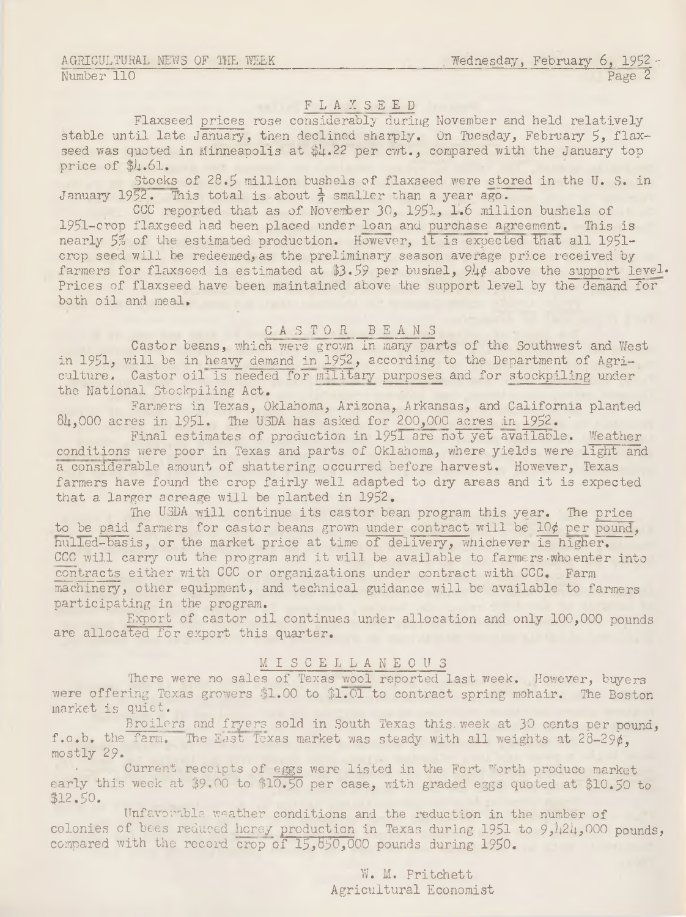## FLAXSEED

Flaxseed prices rose considerably during November and held relatively stable until late January, then declined sharply. On Tuesday, February 5, flaxseed was quoted in Minneapolis at $4.22 per cwt., compared with the January top price of $4.61.

Stocks of 28.5 million bushels of flaxseed were stored in the U. S. in January 1952. This total is about ¼ smaller than a year ago.

CCC reported that as of November 30, 1951, 1.6 million bushels of 1951-crop flaxseed had been placed under loan and purchase agreement. This is nearly 5% of the estimated production. However, it is expected that all 1951-crop seed will be redeemed, as the preliminary season average price received by farmers for flaxseed is estimated at $3.59 per bushel, 94¢ above the support level. Prices of flaxseed have been maintained above the support level by the demand for both oil and meal.

## CASTOR BEANS

Castor beans, which were grown in many parts of the Southwest and West in 1951, will be in heavy demand in 1952, according to the Department of Agriculture. Castor oil is needed for military purposes and for stockpiling under the National Stockpiling Act.

Farmers in Texas, Oklahoma, Arizona, Arkansas, and California planted 84,000 acres in 1951. The USDA has asked for 200,000 acres in 1952.

Final estimates of production in 1951 are not yet available. Weather conditions were poor in Texas and parts of Oklahoma, where yields were light and a considerable amount of shattering occurred before harvest. However, Texas farmers have found the crop fairly well adapted to dry areas and it is expected that a larger acreage will be planted in 1952.

The USDA will continue its castor bean program this year. The price to be paid farmers for castor beans grown under contract will be 10¢ per pound, hulled-basis, or the market price at time of delivery, whichever is higher. CCC will carry out the program and it will be available to farmers who enter into contracts either with CCC or organizations under contract with CCC. Farm machinery, other equipment, and technical guidance will be available to farmers participating in the program.

Export of castor oil continues under allocation and only 100,000 pounds are allocated for export this quarter.

## MISCELLANEOUS

There were no sales of Texas wool reported last week. However, buyers were offering Texas growers $1.00 to $1.01 to contract spring mohair. The Boston market is quiet.

Broilers and fryers sold in South Texas this week at 30 cents per pound, f.o.b. the farm. The East Texas market was steady with all weights at 28-29¢, mostly 29.

Current receipts of eggs were listed in the Fort Worth produce market early this week at $9.00 to $10.50 per case, with graded eggs quoted at $10.50 to $12.50.

Unfavorable weather conditions and the reduction in the number of colonies of bees reduced honey production in Texas during 1951 to 9,424,000 pounds, compared with the record crop of 15,850,000 pounds during 1950.

W. M. Pritchett
Agricultural Economist